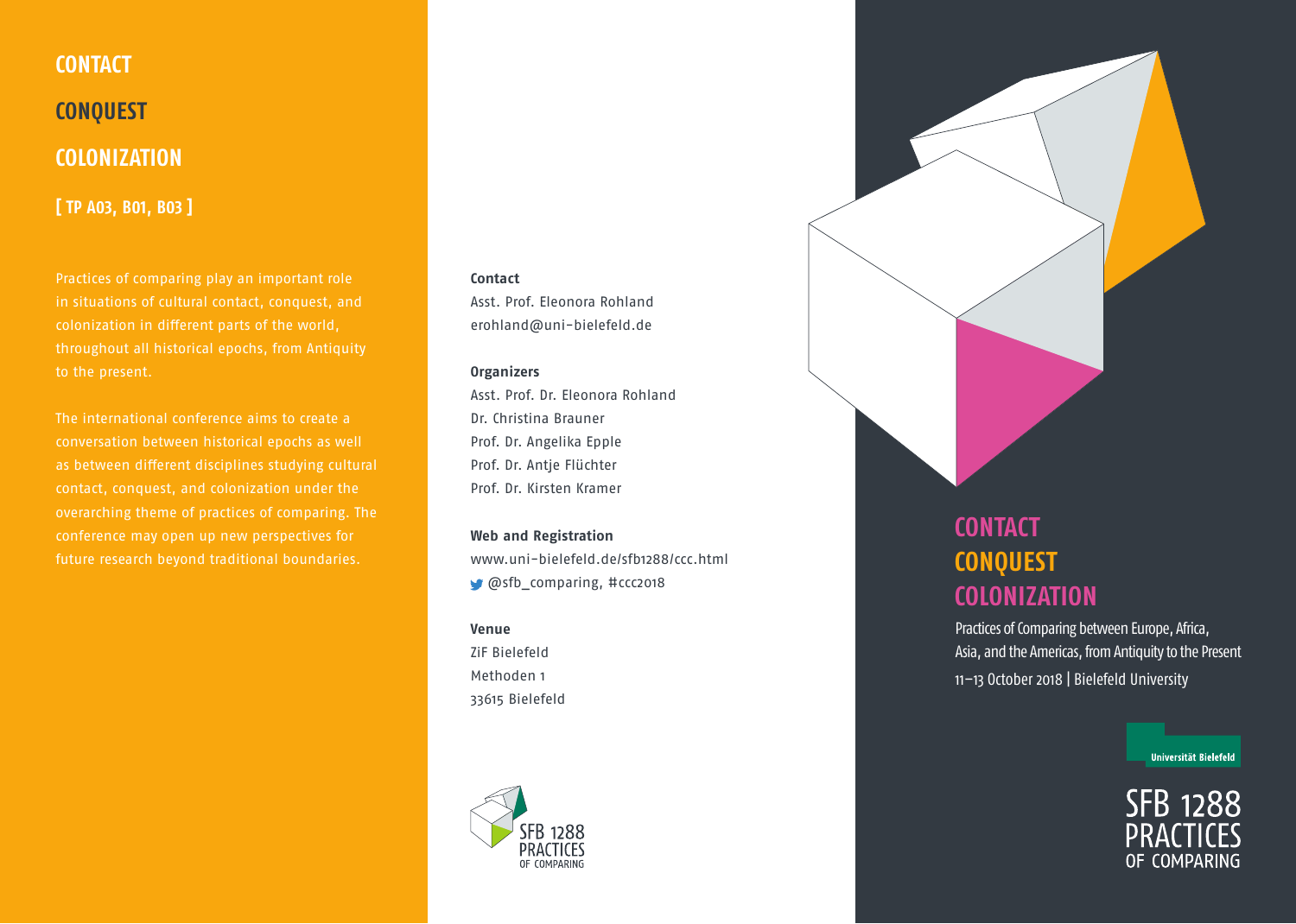# CONTACT

# CONQUEST

# COLONIZATION

**[ TP A03, B01, B03 ]**

Practices of comparing play an important role in situations of cultural contact, conquest, and colonization in different parts of the world, throughout all historical epochs, from Antiquity to the present.

The international conference aims to create a conversation between historical epochs as well as between different disciplines studying cultural contact, conquest, and colonization under the overarching theme of practices of comparing. The conference may open up new perspectives for future research beyond traditional boundaries.

**Contact**
Asst. Prof. Eleonora Rohland
erohland@uni-bielefeld.de

**Organizers**
Asst. Prof. Dr. Eleonora Rohland
Dr. Christina Brauner
Prof. Dr. Angelika Epple
Prof. Dr. Antje Flüchter
Prof. Dr. Kirsten Kramer

**Web and Registration**
www.uni-bielefeld.de/sfb1288/ccc.html
@sfb_comparing, #ccc2018

**Venue**
ZiF Bielefeld
Methoden 1
33615 Bielefeld

SFB 1288 PRACTICES OF COMPARING

## CONTACT CONQUEST COLONIZATION

Practices of Comparing between Europe, Africa, Asia, and the Americas, from Antiquity to the Present

11–13 October 2018 | Bielefeld University

Universität Bielefeld

SFB 1288 PRACTICES OF COMPARING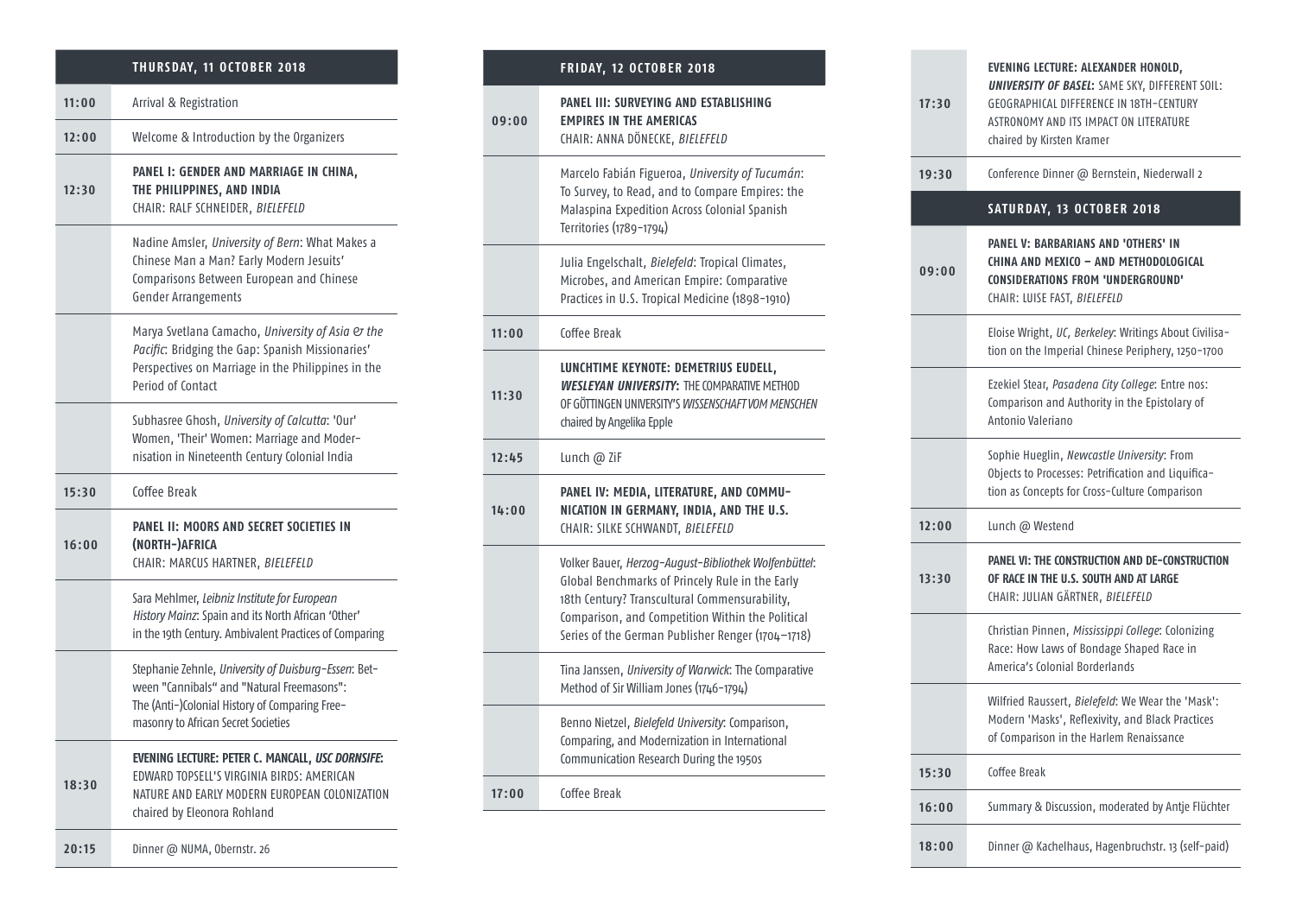## THURSDAY, 11 OCTOBER 2018

| | |
|---|---|
| **11:00** | Arrival & Registration |
| **12:00** | Welcome & Introduction by the Organizers |
| **12:30** | **PANEL I: GENDER AND MARRIAGE IN CHINA, THE PHILIPPINES, AND INDIA**<br>CHAIR: RALF SCHNEIDER, *BIELEFELD* |
| | Nadine Amsler, *University of Bern*: What Makes a Chinese Man a Man? Early Modern Jesuits' Comparisons Between European and Chinese Gender Arrangements |
| | Marya Svetlana Camacho, *University of Asia & the Pacific*: Bridging the Gap: Spanish Missionaries' Perspectives on Marriage in the Philippines in the Period of Contact |
| | Subhasree Ghosh, *University of Calcutta*: 'Our' Women, 'Their' Women: Marriage and Modernisation in Nineteenth Century Colonial India |
| **15:30** | Coffee Break |
| **16:00** | **PANEL II: MOORS AND SECRET SOCIETIES IN (NORTH-)AFRICA**<br>CHAIR: MARCUS HARTNER, *BIELEFELD* |
| | Sara Mehlmer, *Leibniz Institute for European History Mainz*: Spain and its North African 'Other' in the 19th Century. Ambivalent Practices of Comparing |
| | Stephanie Zehnle, *University of Duisburg-Essen*: Between "Cannibals" and "Natural Freemasons": The (Anti-)Colonial History of Comparing Freemasonry to African Secret Societies |
| **18:30** | **EVENING LECTURE: PETER C. MANCALL, *USC DORNSIFE*:**<br>EDWARD TOPSELL'S VIRGINIA BIRDS: AMERICAN NATURE AND EARLY MODERN EUROPEAN COLONIZATION<br>chaired by Eleonora Rohland |
| **20:15** | Dinner @ NUMA, Obernstr. 26 |

## FRIDAY, 12 OCTOBER 2018

| | |
|---|---|
| **09:00** | **PANEL III: SURVEYING AND ESTABLISHING EMPIRES IN THE AMERICAS**<br>CHAIR: ANNA DÖNECKE, *BIELEFELD* |
| | Marcelo Fabián Figueroa, *University of Tucumán*: To Survey, to Read, and to Compare Empires: the Malaspina Expedition Across Colonial Spanish Territories (1789–1794) |
| | Julia Engelschalt, *Bielefeld*: Tropical Climates, Microbes, and American Empire: Comparative Practices in U.S. Tropical Medicine (1898–1910) |
| **11:00** | Coffee Break |
| **11:30** | **LUNCHTIME KEYNOTE: DEMETRIUS EUDELL, *WESLEYAN UNIVERSITY*:** THE COMPARATIVE METHOD OF GÖTTINGEN UNIVERSITY'S *WISSENSCHAFT VOM MENSCHEN*<br>chaired by Angelika Epple |
| **12:45** | Lunch @ ZiF |
| **14:00** | **PANEL IV: MEDIA, LITERATURE, AND COMMUNICATION IN GERMANY, INDIA, AND THE U.S.**<br>CHAIR: SILKE SCHWANDT, *BIELEFELD* |
| | Volker Bauer, *Herzog-August-Bibliothek Wolfenbüttel*: Global Benchmarks of Princely Rule in the Early 18th Century? Transcultural Commensurability, Comparison, and Competition Within the Political Series of the German Publisher Renger (1704–1718) |
| | Tina Janssen, *University of Warwick*: The Comparative Method of Sir William Jones (1746–1794) |
| | Benno Nietzel, *Bielefeld University*: Comparison, Comparing, and Modernization in International Communication Research During the 1950s |
| **17:00** | Coffee Break |
| **17:30** | **EVENING LECTURE: ALEXANDER HONOLD, *UNIVERSITY OF BASEL*:** SAME SKY, DIFFERENT SOIL: GEOGRAPHICAL DIFFERENCE IN 18TH-CENTURY ASTRONOMY AND ITS IMPACT ON LITERATURE<br>chaired by Kirsten Kramer |
| **19:30** | Conference Dinner @ Bernstein, Niederwall 2 |

## SATURDAY, 13 OCTOBER 2018

| | |
|---|---|
| **09:00** | **PANEL V: BARBARIANS AND 'OTHERS' IN CHINA AND MEXICO – AND METHODOLOGICAL CONSIDERATIONS FROM 'UNDERGROUND'**<br>CHAIR: LUISE FAST, *BIELEFELD* |
| | Eloise Wright, *UC, Berkeley*: Writings About Civilisation on the Imperial Chinese Periphery, 1250–1700 |
| | Ezekiel Stear, *Pasadena City College*: Entre nos: Comparison and Authority in the Epistolary of Antonio Valeriano |
| | Sophie Hueglin, *Newcastle University*: From Objects to Processes: Petrification and Liquification as Concepts for Cross-Culture Comparison |
| **12:00** | Lunch @ Westend |
| **13:30** | **PANEL VI: THE CONSTRUCTION AND DE-CONSTRUCTION OF RACE IN THE U.S. SOUTH AND AT LARGE**<br>CHAIR: JULIAN GÄRTNER, *BIELEFELD* |
| | Christian Pinnen, *Mississippi College*: Colonizing Race: How Laws of Bondage Shaped Race in America's Colonial Borderlands |
| | Wilfried Raussert, *Bielefeld*: We Wear the 'Mask': Modern 'Masks', Reflexivity, and Black Practices of Comparison in the Harlem Renaissance |
| **15:30** | Coffee Break |
| **16:00** | Summary & Discussion, moderated by Antje Flüchter |
| **18:00** | Dinner @ Kachelhaus, Hagenbruchstr. 13 (self-paid) |